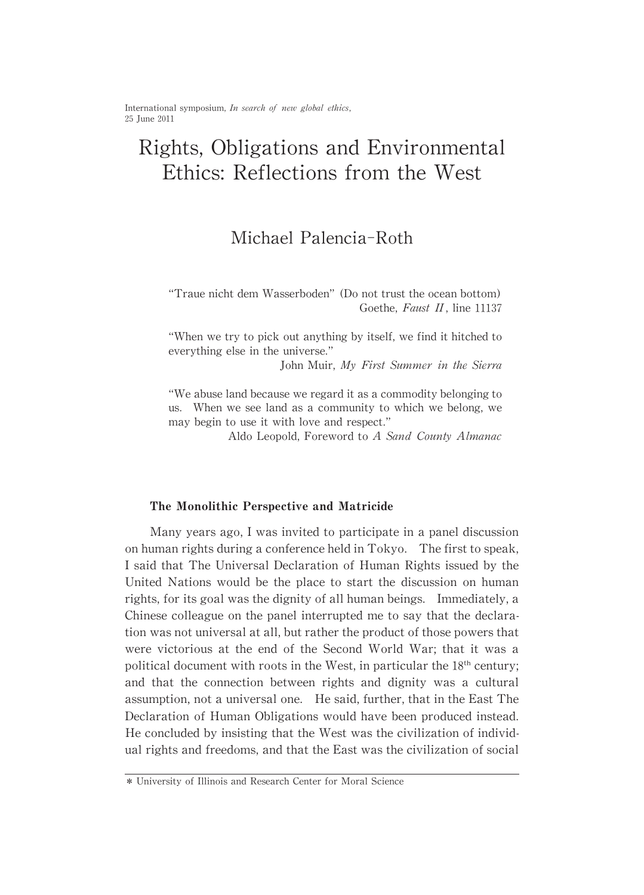International symposium, *In search of new global ethics*,
25 June 2011

# Rights, Obligations and Environmental Ethics: Reflections from the West

## Michael Palencia-Roth

> "Traue nicht dem Wasserboden" (Do not trust the ocean bottom)
> Goethe, *Faust II*, line 11137

> "When we try to pick out anything by itself, we find it hitched to everything else in the universe."
> John Muir, *My First Summer in the Sierra*

> "We abuse land because we regard it as a commodity belonging to us. When we see land as a community to which we belong, we may begin to use it with love and respect."
> Aldo Leopold, Foreword to *A Sand County Almanac*

### The Monolithic Perspective and Matricide

Many years ago, I was invited to participate in a panel discussion on human rights during a conference held in Tokyo. The first to speak, I said that The Universal Declaration of Human Rights issued by the United Nations would be the place to start the discussion on human rights, for its goal was the dignity of all human beings. Immediately, a Chinese colleague on the panel interrupted me to say that the declaration was not universal at all, but rather the product of those powers that were victorious at the end of the Second World War; that it was a political document with roots in the West, in particular the 18th century; and that the connection between rights and dignity was a cultural assumption, not a universal one. He said, further, that in the East The Declaration of Human Obligations would have been produced instead. He concluded by insisting that the West was the civilization of individual rights and freedoms, and that the East was the civilization of social

---

* University of Illinois and Research Center for Moral Science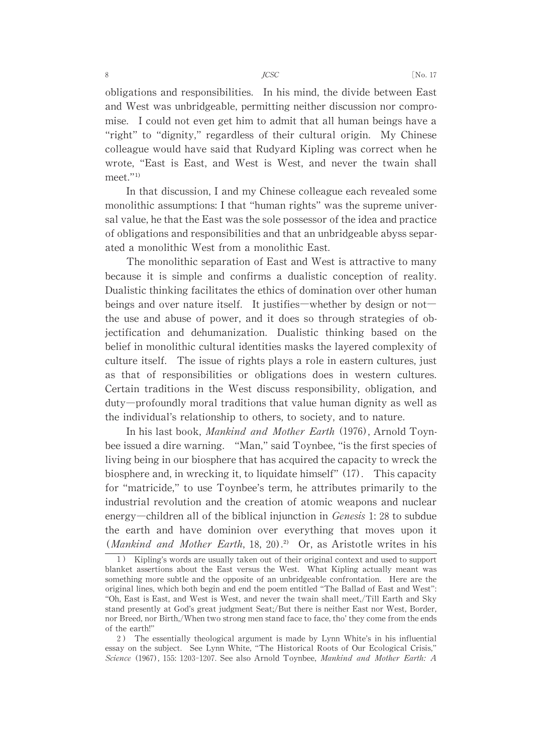obligations and responsibilities. In his mind, the divide between East and West was unbridgeable, permitting neither discussion nor compromise. I could not even get him to admit that all human beings have a "right" to "dignity," regardless of their cultural origin. My Chinese colleague would have said that Rudyard Kipling was correct when he wrote, "East is East, and West is West, and never the twain shall meet."[1]

In that discussion, I and my Chinese colleague each revealed some monolithic assumptions: I that "human rights" was the supreme universal value, he that the East was the sole possessor of the idea and practice of obligations and responsibilities and that an unbridgeable abyss separated a monolithic West from a monolithic East.

The monolithic separation of East and West is attractive to many because it is simple and confirms a dualistic conception of reality. Dualistic thinking facilitates the ethics of domination over other human beings and over nature itself. It justifies—whether by design or not—the use and abuse of power, and it does so through strategies of objectification and dehumanization. Dualistic thinking based on the belief in monolithic cultural identities masks the layered complexity of culture itself. The issue of rights plays a role in eastern cultures, just as that of responsibilities or obligations does in western cultures. Certain traditions in the West discuss responsibility, obligation, and duty—profoundly moral traditions that value human dignity as well as the individual's relationship to others, to society, and to nature.

In his last book, *Mankind and Mother Earth* (1976), Arnold Toynbee issued a dire warning. "Man," said Toynbee, "is the first species of living being in our biosphere that has acquired the capacity to wreck the biosphere and, in wrecking it, to liquidate himself" (17). This capacity for "matricide," to use Toynbee's term, he attributes primarily to the industrial revolution and the creation of atomic weapons and nuclear energy—children all of the biblical injunction in *Genesis* 1: 28 to subdue the earth and have dominion over everything that moves upon it (*Mankind and Mother Earth*, 18, 20).[2] Or, as Aristotle writes in his

---

1) Kipling's words are usually taken out of their original context and used to support blanket assertions about the East versus the West. What Kipling actually meant was something more subtle and the opposite of an unbridgeable confrontation. Here are the original lines, which both begin and end the poem entitled "The Ballad of East and West": "Oh, East is East, and West is West, and never the twain shall meet,/Till Earth and Sky stand presently at God's great judgment Seat;/But there is neither East nor West, Border, nor Breed, nor Birth,/When two strong men stand face to face, tho' they come from the ends of the earth!"

2) The essentially theological argument is made by Lynn White's in his influential essay on the subject. See Lynn White, "The Historical Roots of Our Ecological Crisis," *Science* (1967), 155: 1203-1207. See also Arnold Toynbee, *Mankind and Mother Earth: A*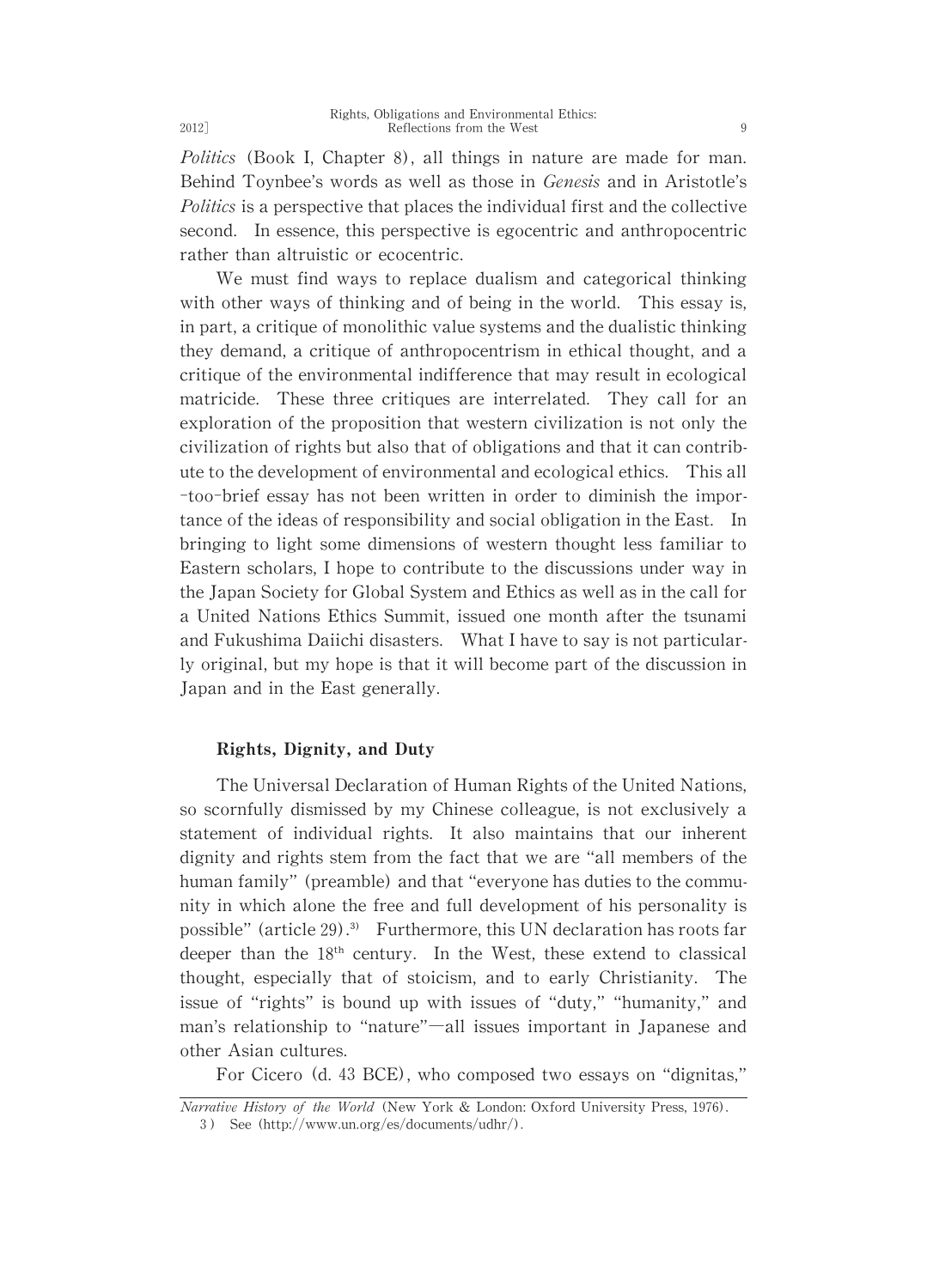*Politics* (Book I, Chapter 8), all things in nature are made for man. Behind Toynbee's words as well as those in *Genesis* and in Aristotle's *Politics* is a perspective that places the individual first and the collective second. In essence, this perspective is egocentric and anthropocentric rather than altruistic or ecocentric.

We must find ways to replace dualism and categorical thinking with other ways of thinking and of being in the world. This essay is, in part, a critique of monolithic value systems and the dualistic thinking they demand, a critique of anthropocentrism in ethical thought, and a critique of the environmental indifference that may result in ecological matricide. These three critiques are interrelated. They call for an exploration of the proposition that western civilization is not only the civilization of rights but also that of obligations and that it can contribute to the development of environmental and ecological ethics. This all-too-brief essay has not been written in order to diminish the importance of the ideas of responsibility and social obligation in the East. In bringing to light some dimensions of western thought less familiar to Eastern scholars, I hope to contribute to the discussions under way in the Japan Society for Global System and Ethics as well as in the call for a United Nations Ethics Summit, issued one month after the tsunami and Fukushima Daiichi disasters. What I have to say is not particularly original, but my hope is that it will become part of the discussion in Japan and in the East generally.

### Rights, Dignity, and Duty

The Universal Declaration of Human Rights of the United Nations, so scornfully dismissed by my Chinese colleague, is not exclusively a statement of individual rights. It also maintains that our inherent dignity and rights stem from the fact that we are "all members of the human family" (preamble) and that "everyone has duties to the community in which alone the free and full development of his personality is possible" (article 29).[3] Furthermore, this UN declaration has roots far deeper than the 18th century. In the West, these extend to classical thought, especially that of stoicism, and to early Christianity. The issue of "rights" is bound up with issues of "duty," "humanity," and man's relationship to "nature"—all issues important in Japanese and other Asian cultures.

For Cicero (d. 43 BCE), who composed two essays on "dignitas,"

---

*Narrative History of the World* (New York & London: Oxford University Press, 1976).

3) See (http://www.un.org/es/documents/udhr/).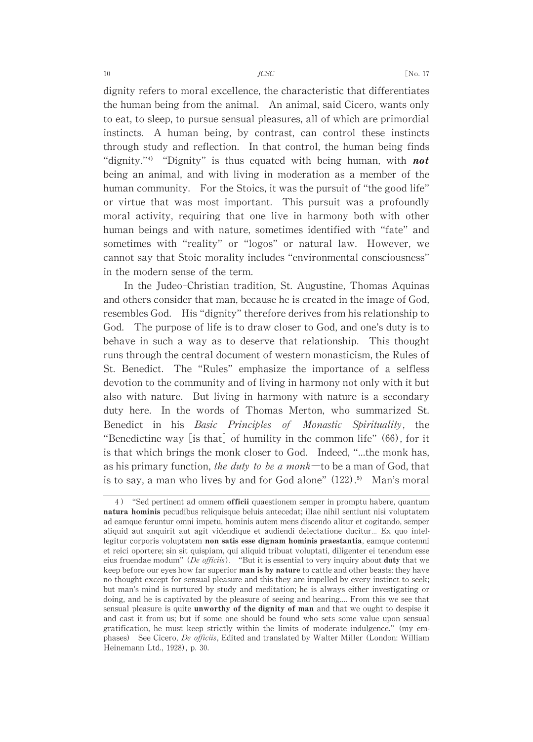dignity refers to moral excellence, the characteristic that differentiates the human being from the animal. An animal, said Cicero, wants only to eat, to sleep, to pursue sensual pleasures, all of which are primordial instincts. A human being, by contrast, can control these instincts through study and reflection. In that control, the human being finds "dignity."[4] "Dignity" is thus equated with being human, with ***not*** being an animal, and with living in moderation as a member of the human community. For the Stoics, it was the pursuit of "the good life" or virtue that was most important. This pursuit was a profoundly moral activity, requiring that one live in harmony both with other human beings and with nature, sometimes identified with "fate" and sometimes with "reality" or "logos" or natural law. However, we cannot say that Stoic morality includes "environmental consciousness" in the modern sense of the term.

In the Judeo-Christian tradition, St. Augustine, Thomas Aquinas and others consider that man, because he is created in the image of God, resembles God. His "dignity" therefore derives from his relationship to God. The purpose of life is to draw closer to God, and one's duty is to behave in such a way as to deserve that relationship. This thought runs through the central document of western monasticism, the Rules of St. Benedict. The "Rules" emphasize the importance of a selfless devotion to the community and of living in harmony not only with it but also with nature. But living in harmony with nature is a secondary duty here. In the words of Thomas Merton, who summarized St. Benedict in his *Basic Principles of Monastic Spirituality*, the "Benedictine way [is that] of humility in the common life" (66), for it is that which brings the monk closer to God. Indeed, "...the monk has, as his primary function, *the duty to be a monk*—to be a man of God, that is to say, a man who lives by and for God alone" (122).[5] Man's moral

---

4) "Sed pertinent ad omnem **officii** quaestionem semper in promptu habere, quantum **natura hominis** pecudibus reliquisque beluis antecedat; illae nihil sentiunt nisi voluptatem ad eamque feruntur omni impetu, hominis autem mens discendo alitur et cogitando, semper aliquid aut anquirit aut agit videndique et audiendi delectatione ducitur... Ex quo intellegitur corporis voluptatem **non satis esse dignam hominis praestantia**, eamque contemni et reici oportere; sin sit quispiam, qui aliquid tribuat voluptati, diligenter ei tenendum esse eius fruendae modum" (*De officiis*). "But it is essential to very inquiry about **duty** that we keep before our eyes how far superior **man is by nature** to cattle and other beasts: they have no thought except for sensual pleasure and this they are impelled by every instinct to seek; but man's mind is nurtured by study and meditation; he is always either investigating or doing, and he is captivated by the pleasure of seeing and hearing.... From this we see that sensual pleasure is quite **unworthy of the dignity of man** and that we ought to despise it and cast it from us; but if some one should be found who sets some value upon sensual gratification, he must keep strictly within the limits of moderate indulgence." (my emphases) See Cicero, *De officiis*, Edited and translated by Walter Miller (London: William Heinemann Ltd., 1928), p. 30.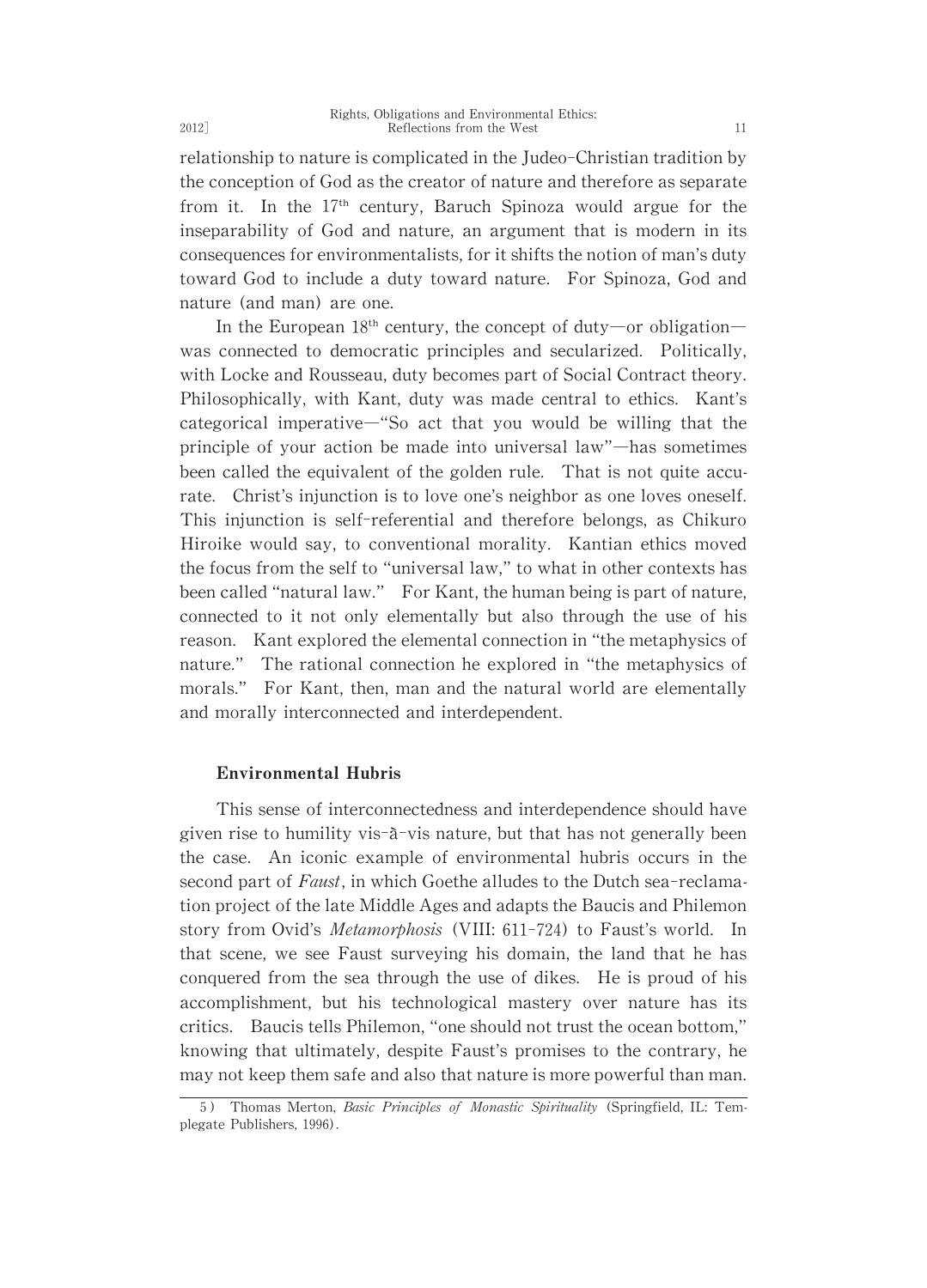relationship to nature is complicated in the Judeo-Christian tradition by the conception of God as the creator of nature and therefore as separate from it. In the 17th century, Baruch Spinoza would argue for the inseparability of God and nature, an argument that is modern in its consequences for environmentalists, for it shifts the notion of man's duty toward God to include a duty toward nature. For Spinoza, God and nature (and man) are one.

In the European 18th century, the concept of duty—or obligation—was connected to democratic principles and secularized. Politically, with Locke and Rousseau, duty becomes part of Social Contract theory. Philosophically, with Kant, duty was made central to ethics. Kant's categorical imperative—"So act that you would be willing that the principle of your action be made into universal law"—has sometimes been called the equivalent of the golden rule. That is not quite accurate. Christ's injunction is to love one's neighbor as one loves oneself. This injunction is self-referential and therefore belongs, as Chikuro Hiroike would say, to conventional morality. Kantian ethics moved the focus from the self to "universal law," to what in other contexts has been called "natural law." For Kant, the human being is part of nature, connected to it not only elementally but also through the use of his reason. Kant explored the elemental connection in "the metaphysics of nature." The rational connection he explored in "the metaphysics of morals." For Kant, then, man and the natural world are elementally and morally interconnected and interdependent.

### Environmental Hubris

This sense of interconnectedness and interdependence should have given rise to humility vis-à-vis nature, but that has not generally been the case. An iconic example of environmental hubris occurs in the second part of *Faust*, in which Goethe alludes to the Dutch sea-reclamation project of the late Middle Ages and adapts the Baucis and Philemon story from Ovid's *Metamorphosis* (VIII: 611-724) to Faust's world. In that scene, we see Faust surveying his domain, the land that he has conquered from the sea through the use of dikes. He is proud of his accomplishment, but his technological mastery over nature has its critics. Baucis tells Philemon, "one should not trust the ocean bottom," knowing that ultimately, despite Faust's promises to the contrary, he may not keep them safe and also that nature is more powerful than man.

---

5) Thomas Merton, *Basic Principles of Monastic Spirituality* (Springfield, IL: Templegate Publishers, 1996).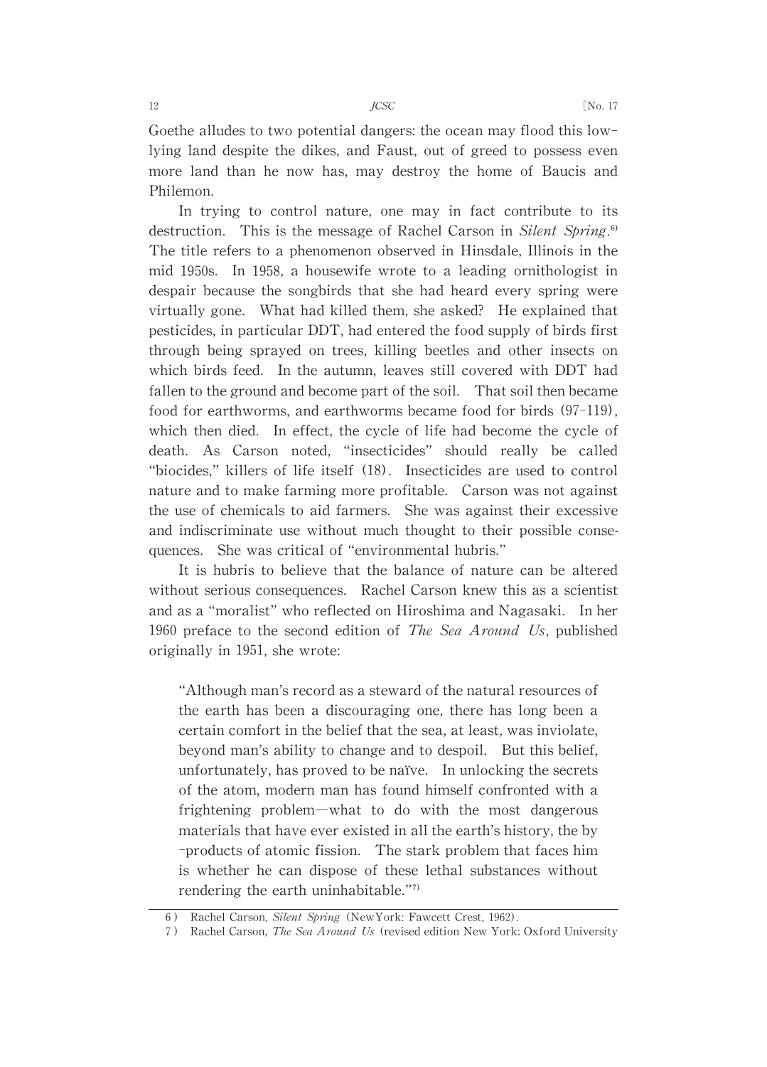Goethe alludes to two potential dangers: the ocean may flood this low-lying land despite the dikes, and Faust, out of greed to possess even more land than he now has, may destroy the home of Baucis and Philemon.

In trying to control nature, one may in fact contribute to its destruction. This is the message of Rachel Carson in *Silent Spring*.[6] The title refers to a phenomenon observed in Hinsdale, Illinois in the mid 1950s. In 1958, a housewife wrote to a leading ornithologist in despair because the songbirds that she had heard every spring were virtually gone. What had killed them, she asked? He explained that pesticides, in particular DDT, had entered the food supply of birds first through being sprayed on trees, killing beetles and other insects on which birds feed. In the autumn, leaves still covered with DDT had fallen to the ground and become part of the soil. That soil then became food for earthworms, and earthworms became food for birds (97-119), which then died. In effect, the cycle of life had become the cycle of death. As Carson noted, "insecticides" should really be called "biocides," killers of life itself (18). Insecticides are used to control nature and to make farming more profitable. Carson was not against the use of chemicals to aid farmers. She was against their excessive and indiscriminate use without much thought to their possible consequences. She was critical of "environmental hubris."

It is hubris to believe that the balance of nature can be altered without serious consequences. Rachel Carson knew this as a scientist and as a "moralist" who reflected on Hiroshima and Nagasaki. In her 1960 preface to the second edition of *The Sea Around Us*, published originally in 1951, she wrote:

> "Although man's record as a steward of the natural resources of the earth has been a discouraging one, there has long been a certain comfort in the belief that the sea, at least, was inviolate, beyond man's ability to change and to despoil. But this belief, unfortunately, has proved to be naïve. In unlocking the secrets of the atom, modern man has found himself confronted with a frightening problem—what to do with the most dangerous materials that have ever existed in all the earth's history, the by-products of atomic fission. The stark problem that faces him is whether he can dispose of these lethal substances without rendering the earth uninhabitable."[7]

---

6) Rachel Carson, *Silent Spring* (NewYork: Fawcett Crest, 1962).

7) Rachel Carson, *The Sea Around Us* (revised edition New York: Oxford University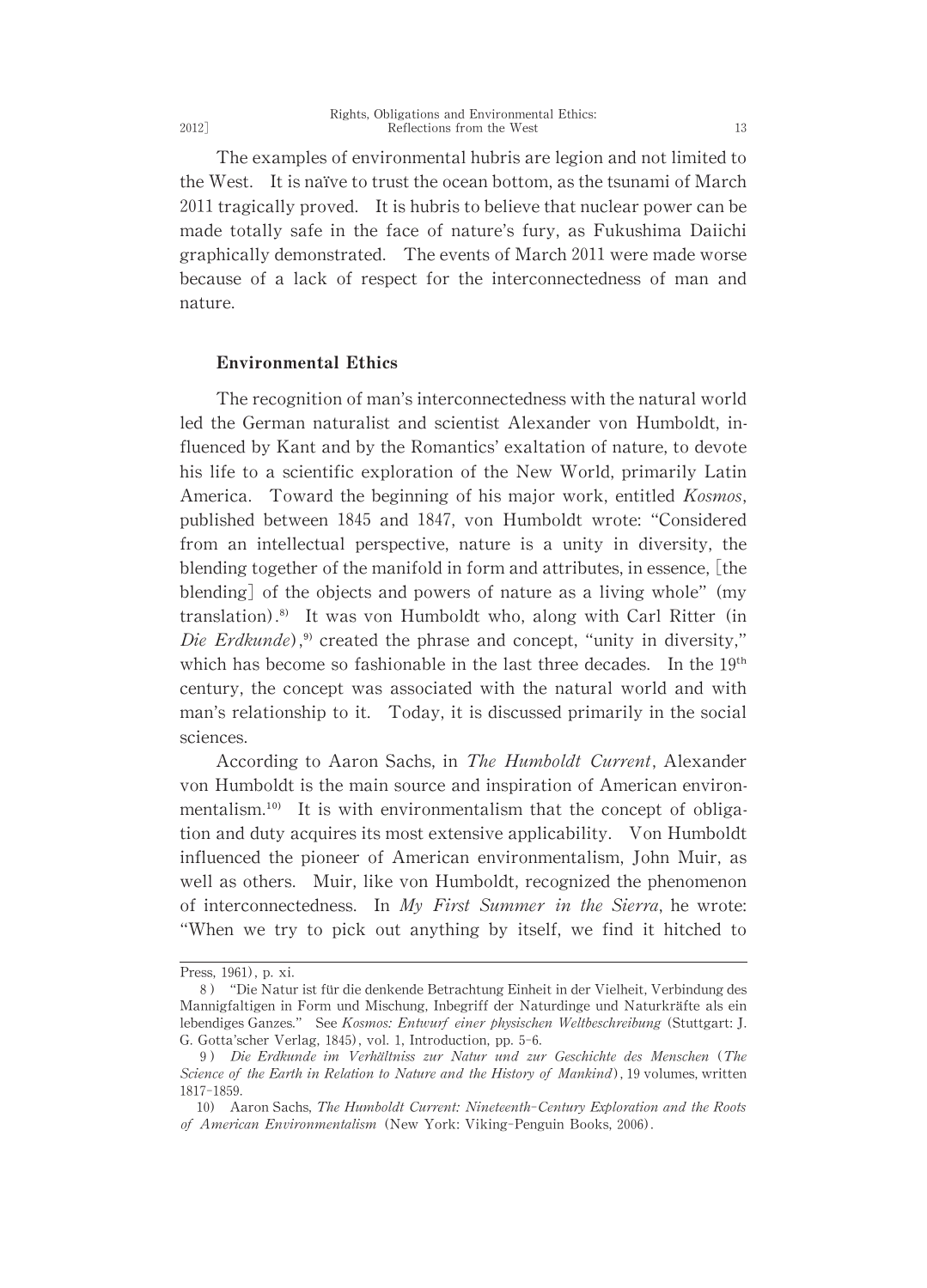The examples of environmental hubris are legion and not limited to the West. It is naïve to trust the ocean bottom, as the tsunami of March 2011 tragically proved. It is hubris to believe that nuclear power can be made totally safe in the face of nature's fury, as Fukushima Daiichi graphically demonstrated. The events of March 2011 were made worse because of a lack of respect for the interconnectedness of man and nature.

## Environmental Ethics

The recognition of man's interconnectedness with the natural world led the German naturalist and scientist Alexander von Humboldt, influenced by Kant and by the Romantics' exaltation of nature, to devote his life to a scientific exploration of the New World, primarily Latin America. Toward the beginning of his major work, entitled *Kosmos*, published between 1845 and 1847, von Humboldt wrote: "Considered from an intellectual perspective, nature is a unity in diversity, the blending together of the manifold in form and attributes, in essence, [the blending] of the objects and powers of nature as a living whole" (my translation).[8] It was von Humboldt who, along with Carl Ritter (in *Die Erdkunde*),[9] created the phrase and concept, "unity in diversity," which has become so fashionable in the last three decades. In the 19th century, the concept was associated with the natural world and with man's relationship to it. Today, it is discussed primarily in the social sciences.

According to Aaron Sachs, in *The Humboldt Current*, Alexander von Humboldt is the main source and inspiration of American environmentalism.[10] It is with environmentalism that the concept of obligation and duty acquires its most extensive applicability. Von Humboldt influenced the pioneer of American environmentalism, John Muir, as well as others. Muir, like von Humboldt, recognized the phenomenon of interconnectedness. In *My First Summer in the Sierra*, he wrote: "When we try to pick out anything by itself, we find it hitched to

---

Press, 1961), p. xi.

8) "Die Natur ist für die denkende Betrachtung Einheit in der Vielheit, Verbindung des Mannigfaltigen in Form und Mischung, Inbegriff der Naturdinge und Naturkräfte als ein lebendiges Ganzes." See *Kosmos: Entwurf einer physischen Weltbeschreibung* (Stuttgart: J. G. Gotta'scher Verlag, 1845), vol. 1, Introduction, pp. 5–6.

9) *Die Erdkunde im Verhältniss zur Natur und zur Geschichte des Menschen* (*The Science of the Earth in Relation to Nature and the History of Mankind*), 19 volumes, written 1817–1859.

10) Aaron Sachs, *The Humboldt Current: Nineteenth-Century Exploration and the Roots of American Environmentalism* (New York: Viking-Penguin Books, 2006).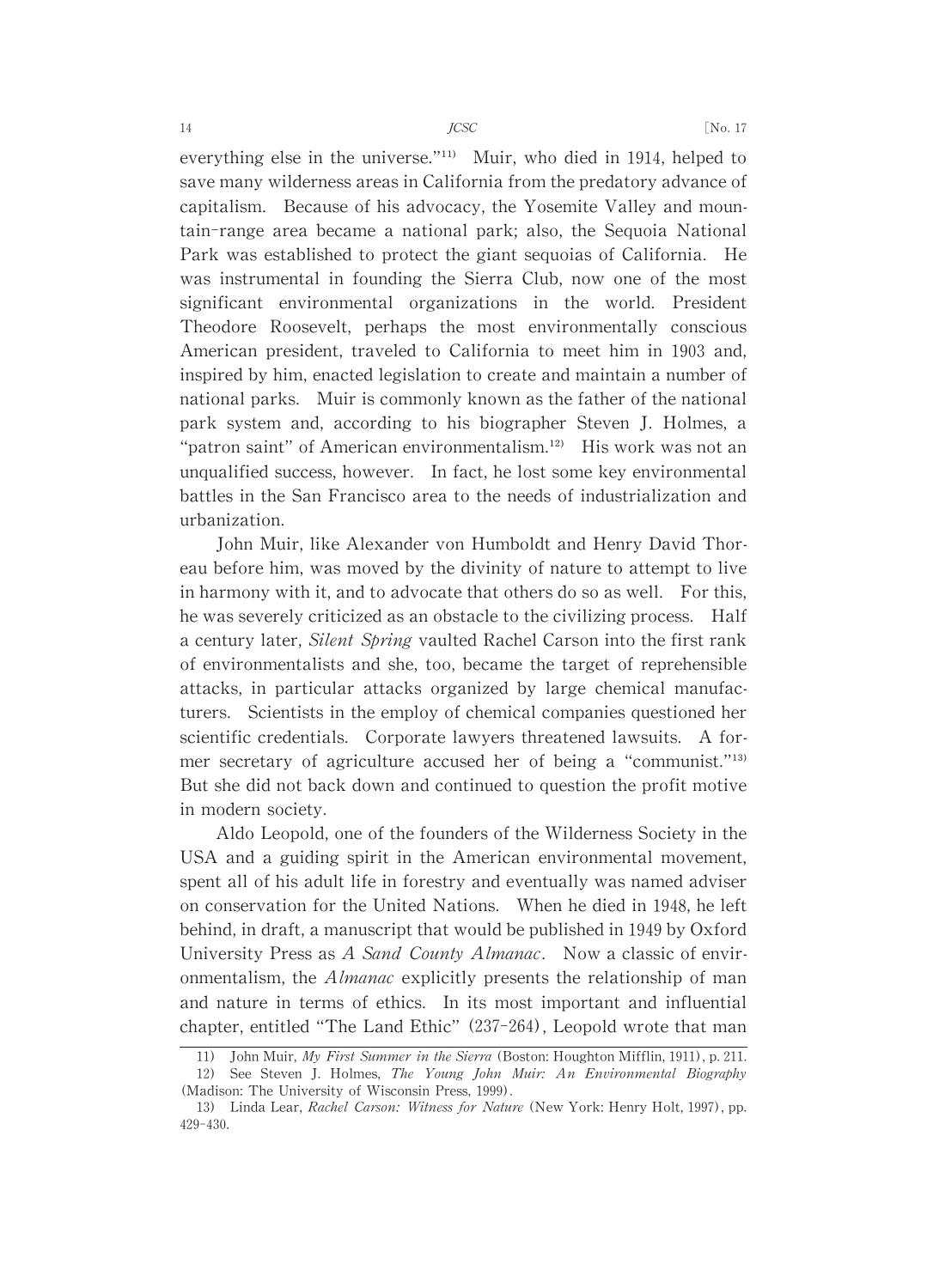everything else in the universe."[11] Muir, who died in 1914, helped to save many wilderness areas in California from the predatory advance of capitalism. Because of his advocacy, the Yosemite Valley and mountain-range area became a national park; also, the Sequoia National Park was established to protect the giant sequoias of California. He was instrumental in founding the Sierra Club, now one of the most significant environmental organizations in the world. President Theodore Roosevelt, perhaps the most environmentally conscious American president, traveled to California to meet him in 1903 and, inspired by him, enacted legislation to create and maintain a number of national parks. Muir is commonly known as the father of the national park system and, according to his biographer Steven J. Holmes, a "patron saint" of American environmentalism.[12] His work was not an unqualified success, however. In fact, he lost some key environmental battles in the San Francisco area to the needs of industrialization and urbanization.

John Muir, like Alexander von Humboldt and Henry David Thoreau before him, was moved by the divinity of nature to attempt to live in harmony with it, and to advocate that others do so as well. For this, he was severely criticized as an obstacle to the civilizing process. Half a century later, *Silent Spring* vaulted Rachel Carson into the first rank of environmentalists and she, too, became the target of reprehensible attacks, in particular attacks organized by large chemical manufacturers. Scientists in the employ of chemical companies questioned her scientific credentials. Corporate lawyers threatened lawsuits. A former secretary of agriculture accused her of being a "communist."[13] But she did not back down and continued to question the profit motive in modern society.

Aldo Leopold, one of the founders of the Wilderness Society in the USA and a guiding spirit in the American environmental movement, spent all of his adult life in forestry and eventually was named adviser on conservation for the United Nations. When he died in 1948, he left behind, in draft, a manuscript that would be published in 1949 by Oxford University Press as *A Sand County Almanac*. Now a classic of environmentalism, the *Almanac* explicitly presents the relationship of man and nature in terms of ethics. In its most important and influential chapter, entitled "The Land Ethic" (237-264), Leopold wrote that man

---

11) John Muir, *My First Summer in the Sierra* (Boston: Houghton Mifflin, 1911), p. 211.

12) See Steven J. Holmes, *The Young John Muir: An Environmental Biography* (Madison: The University of Wisconsin Press, 1999).

13) Linda Lear, *Rachel Carson: Witness for Nature* (New York: Henry Holt, 1997), pp. 429-430.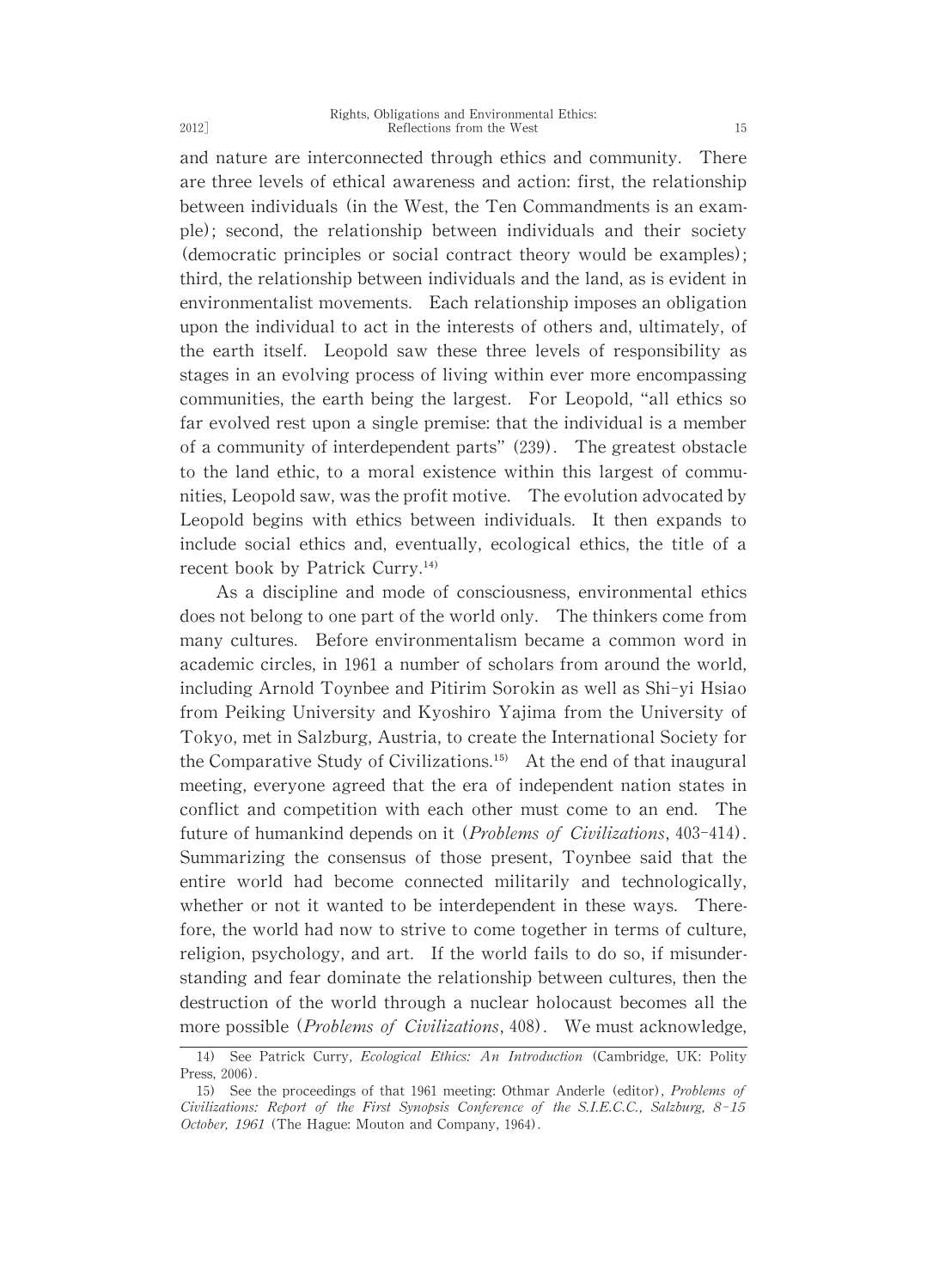and nature are interconnected through ethics and community. There are three levels of ethical awareness and action: first, the relationship between individuals (in the West, the Ten Commandments is an example); second, the relationship between individuals and their society (democratic principles or social contract theory would be examples); third, the relationship between individuals and the land, as is evident in environmentalist movements. Each relationship imposes an obligation upon the individual to act in the interests of others and, ultimately, of the earth itself. Leopold saw these three levels of responsibility as stages in an evolving process of living within ever more encompassing communities, the earth being the largest. For Leopold, "all ethics so far evolved rest upon a single premise: that the individual is a member of a community of interdependent parts" (239). The greatest obstacle to the land ethic, to a moral existence within this largest of communities, Leopold saw, was the profit motive. The evolution advocated by Leopold begins with ethics between individuals. It then expands to include social ethics and, eventually, ecological ethics, the title of a recent book by Patrick Curry.[14]

As a discipline and mode of consciousness, environmental ethics does not belong to one part of the world only. The thinkers come from many cultures. Before environmentalism became a common word in academic circles, in 1961 a number of scholars from around the world, including Arnold Toynbee and Pitirim Sorokin as well as Shi-yi Hsiao from Peiking University and Kyoshiro Yajima from the University of Tokyo, met in Salzburg, Austria, to create the International Society for the Comparative Study of Civilizations.[15] At the end of that inaugural meeting, everyone agreed that the era of independent nation states in conflict and competition with each other must come to an end. The future of humankind depends on it (*Problems of Civilizations*, 403-414). Summarizing the consensus of those present, Toynbee said that the entire world had become connected militarily and technologically, whether or not it wanted to be interdependent in these ways. Therefore, the world had now to strive to come together in terms of culture, religion, psychology, and art. If the world fails to do so, if misunderstanding and fear dominate the relationship between cultures, then the destruction of the world through a nuclear holocaust becomes all the more possible (*Problems of Civilizations*, 408). We must acknowledge,

---

14) See Patrick Curry, *Ecological Ethics: An Introduction* (Cambridge, UK: Polity Press, 2006).

15) See the proceedings of that 1961 meeting: Othmar Anderle (editor), *Problems of Civilizations: Report of the First Synopsis Conference of the S.I.E.C.C., Salzburg, 8-15 October, 1961* (The Hague: Mouton and Company, 1964).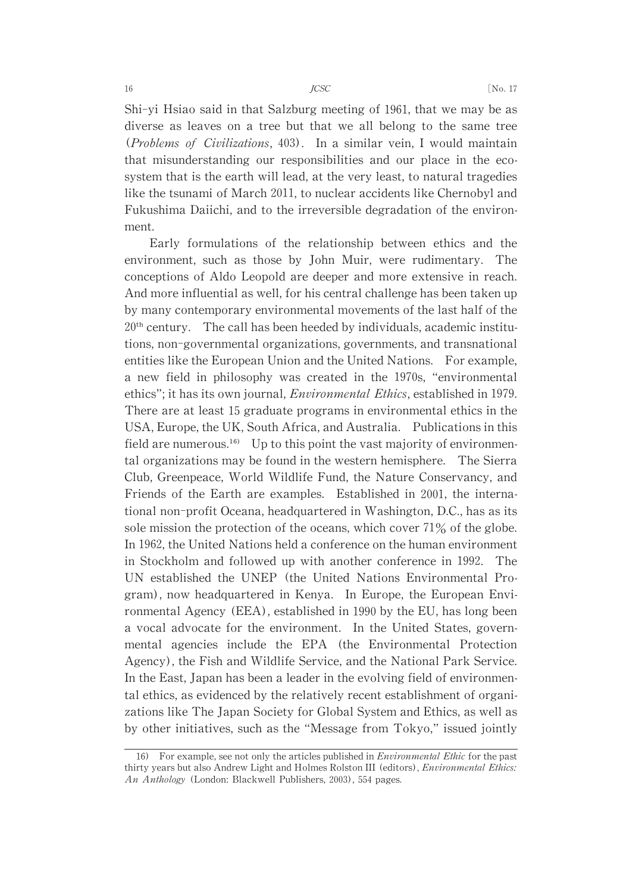Shi-yi Hsiao said in that Salzburg meeting of 1961, that we may be as diverse as leaves on a tree but that we all belong to the same tree (*Problems of Civilizations*, 403). In a similar vein, I would maintain that misunderstanding our responsibilities and our place in the ecosystem that is the earth will lead, at the very least, to natural tragedies like the tsunami of March 2011, to nuclear accidents like Chernobyl and Fukushima Daiichi, and to the irreversible degradation of the environment.

Early formulations of the relationship between ethics and the environment, such as those by John Muir, were rudimentary. The conceptions of Aldo Leopold are deeper and more extensive in reach. And more influential as well, for his central challenge has been taken up by many contemporary environmental movements of the last half of the $20^{th}$ century. The call has been heeded by individuals, academic institutions, non-governmental organizations, governments, and transnational entities like the European Union and the United Nations. For example, a new field in philosophy was created in the 1970s, "environmental ethics"; it has its own journal, *Environmental Ethics*, established in 1979. There are at least 15 graduate programs in environmental ethics in the USA, Europe, the UK, South Africa, and Australia. Publications in this field are numerous.[16] Up to this point the vast majority of environmental organizations may be found in the western hemisphere. The Sierra Club, Greenpeace, World Wildlife Fund, the Nature Conservancy, and Friends of the Earth are examples. Established in 2001, the international non-profit Oceana, headquartered in Washington, D.C., has as its sole mission the protection of the oceans, which cover 71% of the globe. In 1962, the United Nations held a conference on the human environment in Stockholm and followed up with another conference in 1992. The UN established the UNEP (the United Nations Environmental Program), now headquartered in Kenya. In Europe, the European Environmental Agency (EEA), established in 1990 by the EU, has long been a vocal advocate for the environment. In the United States, governmental agencies include the EPA (the Environmental Protection Agency), the Fish and Wildlife Service, and the National Park Service. In the East, Japan has been a leader in the evolving field of environmental ethics, as evidenced by the relatively recent establishment of organizations like The Japan Society for Global System and Ethics, as well as by other initiatives, such as the "Message from Tokyo," issued jointly

---

16) For example, see not only the articles published in *Environmental Ethic* for the past thirty years but also Andrew Light and Holmes Rolston III (editors), *Environmental Ethics: An Anthology* (London: Blackwell Publishers, 2003), 554 pages.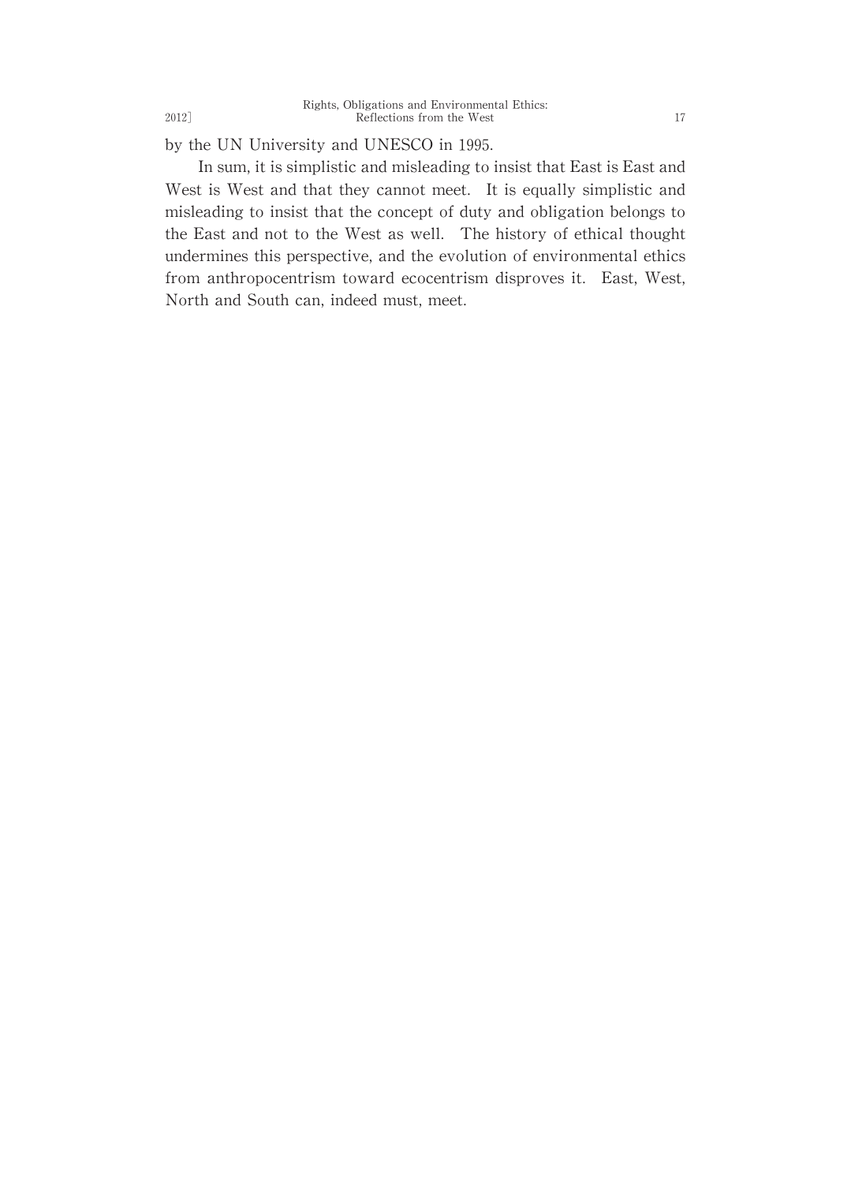by the UN University and UNESCO in 1995.

In sum, it is simplistic and misleading to insist that East is East and West is West and that they cannot meet. It is equally simplistic and misleading to insist that the concept of duty and obligation belongs to the East and not to the West as well. The history of ethical thought undermines this perspective, and the evolution of environmental ethics from anthropocentrism toward ecocentrism disproves it. East, West, North and South can, indeed must, meet.